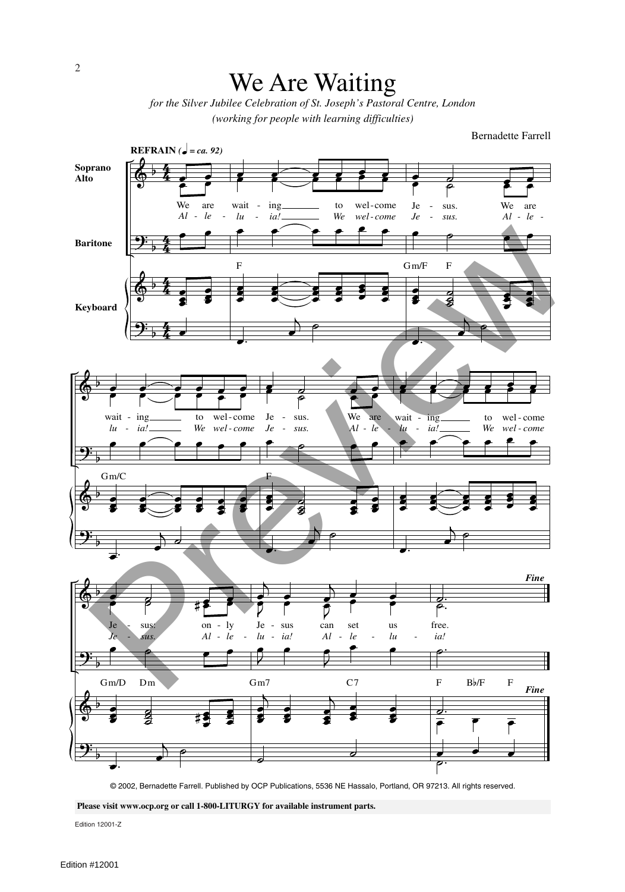# We Are Waiting

*for the Silver Jubilee Celebration of St. Joseph's Pastoral Centre, London*
*(working for people with learning difficulties)*

Bernadette Farrell

**REFRAIN** (♩ = ca. 92)

Soprano / Alto

Baritone

Keyboard

We are waiting to welcome Jesus. We are waiting to welcome Jesus. We are waiting to welcome Jesus: only Jesus can set us free.

*Alleluia! We welcome Jesus. Alleluia! We welcome Jesus. Alleluia! We welcome Jesus. Alleluia! Alleluia!*

F — Gm/F F — Gm/C — F — Gm/D Dm — Gm7 — C7 — F B♭/F F

*Fine*

© 2002, Bernadette Farrell. Published by OCP Publications, 5536 NE Hassalo, Portland, OR 97213. All rights reserved.

**Please visit www.ocp.org or call 1-800-LITURGY for available instrument parts.**

Edition 12001-Z

Edition #12001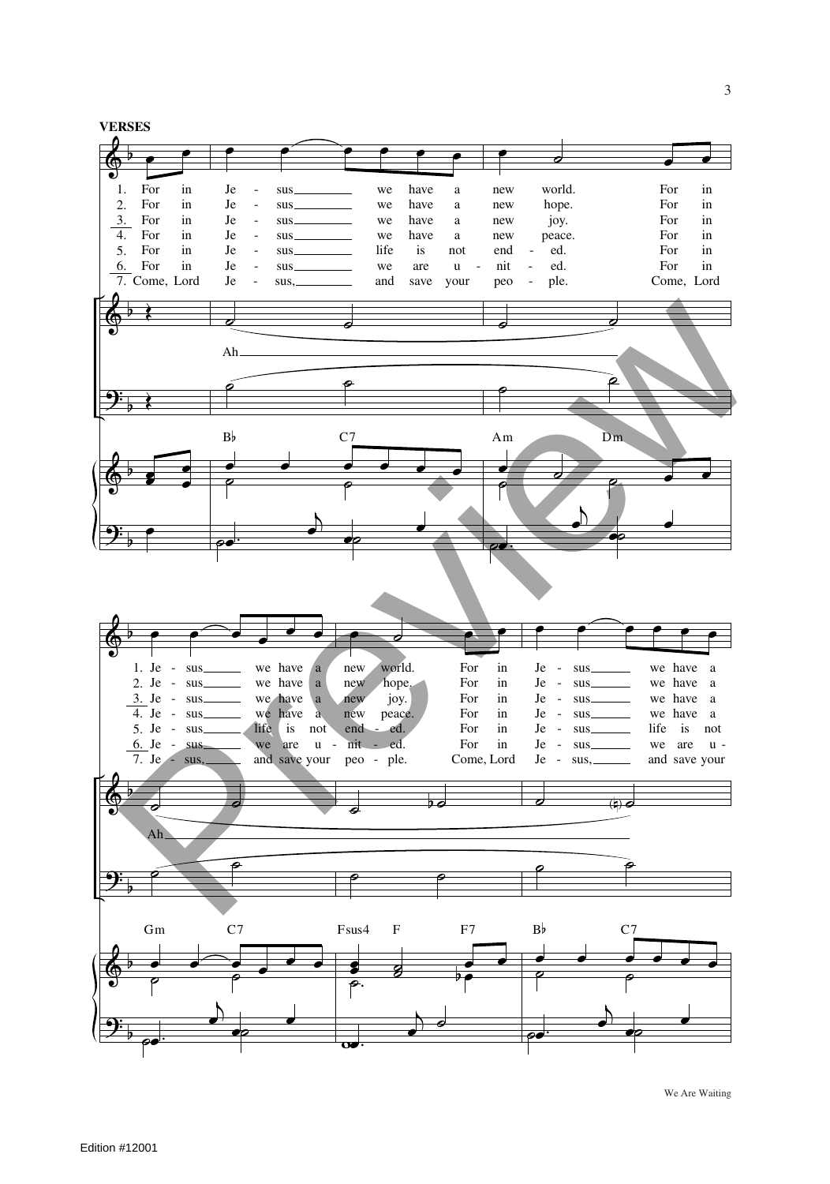**VERSES**

1. For in Je - sus we have a new world. For in Je - sus we have a new world. For in Je - sus we have a
2. For in Je - sus we have a new hope. For in Je - sus we have a new hope. For in Je - sus we have a
3. For in Je - sus we have a new joy. For in Je - sus we have a new joy. For in Je - sus we have a
4. For in Je - sus we have a new peace. For in Je - sus we have a new peace. For in Je - sus we have a
5. For in Je - sus life is not end - ed. For in Je - sus life is not end - ed. For in Je - sus life is not
6. For in Je - sus we are u - nit - ed. For in Je - sus we are u - nit - ed. For in Je - sus we are u -
7. Come, Lord Je - sus, and save your peo - ple. Come, Lord Je - sus, and save your peo - ple. Come, Lord Je - sus, and save your

Ah

B♭ C7 Am Dm

Gm C7 Fsus4 F F7 B♭ C7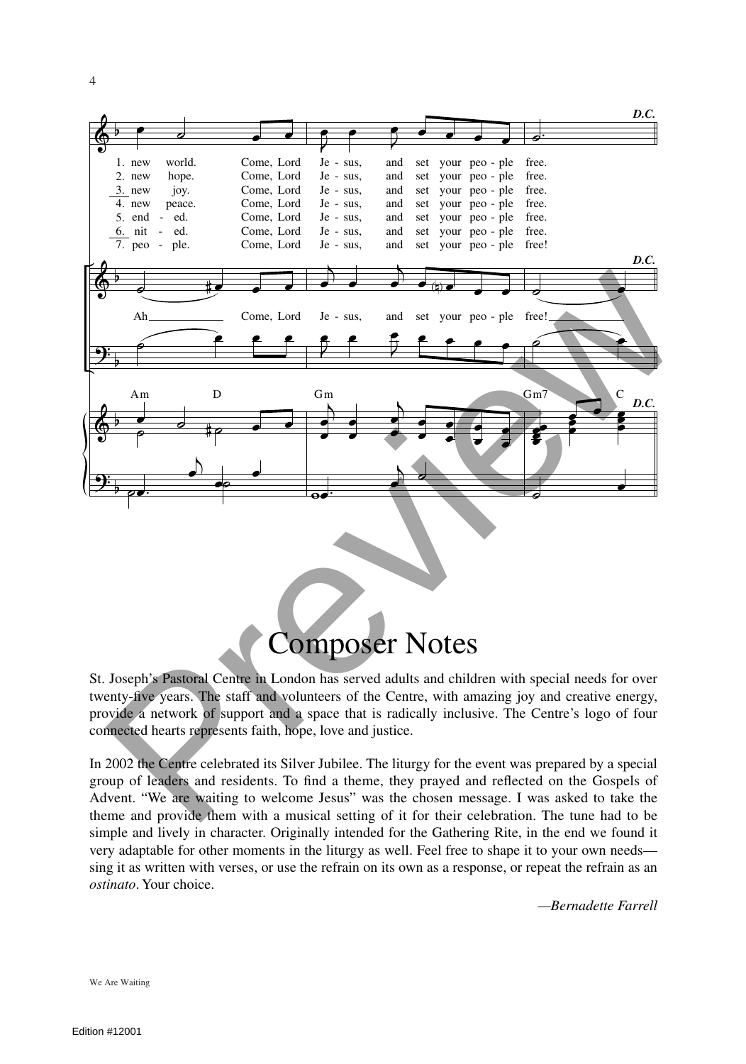1. new world. Come, Lord Je - sus, and set your peo - ple free.
2. new hope. Come, Lord Je - sus, and set your peo - ple free.
3. new joy. Come, Lord Je - sus, and set your peo - ple free.
4. new peace. Come, Lord Je - sus, and set your peo - ple free.
5. end - ed. Come, Lord Je - sus, and set your peo - ple free.
6. nit - ed. Come, Lord Je - sus, and set your peo - ple free.
7. peo - ple. Come, Lord Je - sus, and set your peo - ple free!

*D.C.*

Ah Come, Lord Je - sus, and set your peo - ple free!

*D.C.*

Am D Gm Gm7 C

*D.C.*

# Composer Notes

St. Joseph's Pastoral Centre in London has served adults and children with special needs for over twenty-five years. The staff and volunteers of the Centre, with amazing joy and creative energy, provide a network of support and a space that is radically inclusive. The Centre's logo of four connected hearts represents faith, hope, love and justice.

In 2002 the Centre celebrated its Silver Jubilee. The liturgy for the event was prepared by a special group of leaders and residents. To find a theme, they prayed and reflected on the Gospels of Advent. "We are waiting to welcome Jesus" was the chosen message. I was asked to take the theme and provide them with a musical setting of it for their celebration. The tune had to be simple and lively in character. Originally intended for the Gathering Rite, in the end we found it very adaptable for other moments in the liturgy as well. Feel free to shape it to your own needs—sing it as written with verses, or use the refrain on its own as a response, or repeat the refrain as an *ostinato*. Your choice.

*—Bernadette Farrell*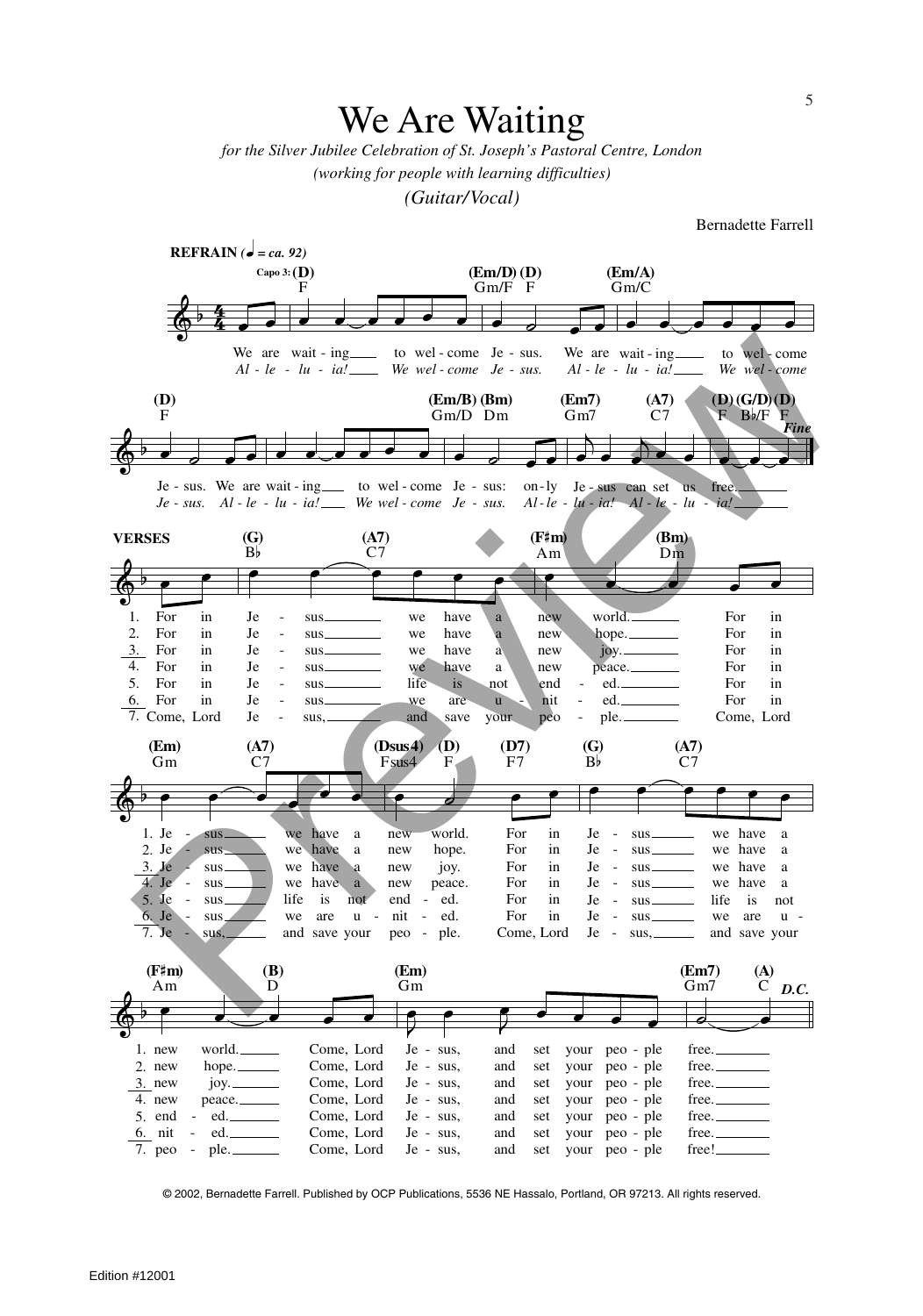# We Are Waiting

*for the Silver Jubilee Celebration of St. Joseph's Pastoral Centre, London*
*(working for people with learning difficulties)*
*(Guitar/Vocal)*

Bernadette Farrell

**REFRAIN** (♩ = *ca. 92*)

Capo 3: (D) F — (Em/D) Gm/F — (D) F — (Em/A) Gm/C — (D) F — (Em/B) Gm/D — (Bm) Dm — (Em7) Gm7 — (A7) C7 — (D) F — (G/D) B♭/F — (D) F

We are wait - ing to wel - come Je - sus. We are wait - ing to wel - come Je - sus. We are wait - ing to wel - come Je - sus: on - ly Je - sus can set us free. *Fine*

*Al - le - lu - ia! We wel - come Je - sus. Al - le - lu - ia! We wel - come Je - sus. Al - le - lu - ia! We wel - come Je - sus. Al - le - lu - ia! Al - le - lu - ia!*

**VERSES**

(G) B♭ — (A7) C7 — (F♯m) Am — (Bm) Dm — (Em) Gm — (A7) C7 — (Dsus4) Fsus4 — (D) F — (D7) F7 — (G) B♭ — (A7) C7 — (F♯m) Am — (B) D — (Em) Gm — (Em7) Gm7 — (A) C *D.C.*

1. For in Je - sus we have a new world. For in Je - sus we have a new world. For in Je - sus we have a new world. Come, Lord Je - sus, and set your peo - ple free.
2. For in Je - sus we have a new hope. For in Je - sus we have a new hope. For in Je - sus we have a new hope. Come, Lord Je - sus, and set your peo - ple free.
3. For in Je - sus we have a new joy. For in Je - sus we have a new joy. For in Je - sus we have a new joy. Come, Lord Je - sus, and set your peo - ple free.
4. For in Je - sus we have a new peace. For in Je - sus we have a new peace. For in Je - sus we have a new peace. Come, Lord Je - sus, and set your peo - ple free.
5. For in Je - sus life is not end - ed. For in Je - sus life is not end - ed. For in Je - sus life is not end - ed. Come, Lord Je - sus, and set your peo - ple free.
6. For in Je - sus we are u - nit - ed. For in Je - sus we are u - nit - ed. For in Je - sus we are u - nit - ed. Come, Lord Je - sus, and set your peo - ple free.
7. Come, Lord Je - sus, and save your peo - ple. Come, Lord Je - sus, and save your peo - ple. Come, Lord Je - sus, and save your peo - ple. Come, Lord Je - sus, and set your peo - ple free!

© 2002, Bernadette Farrell. Published by OCP Publications, 5536 NE Hassalo, Portland, OR 97213. All rights reserved.

Edition #12001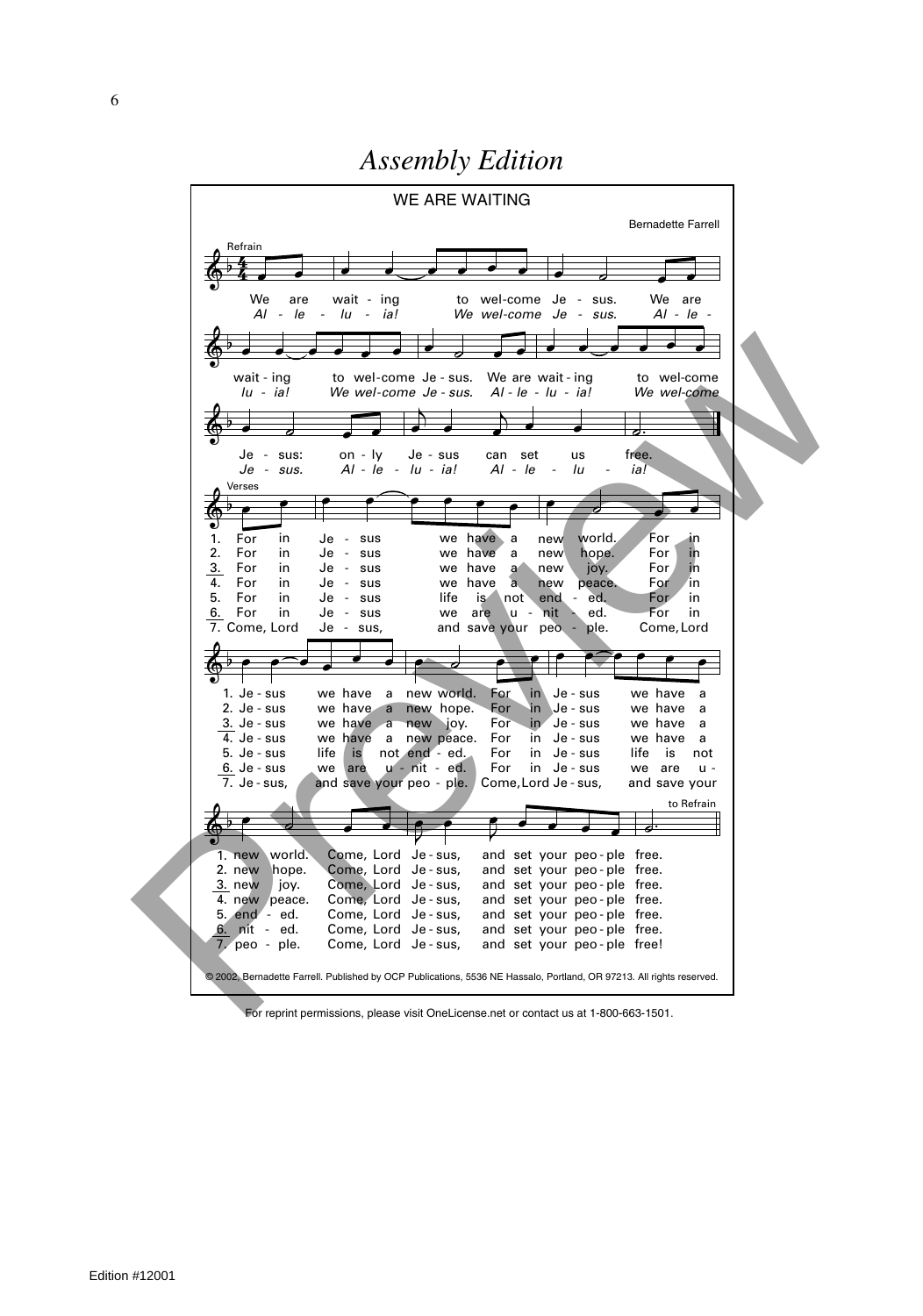# Assembly Edition

## WE ARE WAITING

Bernadette Farrell

Refrain

We are wait - ing to wel-come Je - sus. We are wait - ing to wel-come Je - sus. We are wait - ing to wel-come Je - sus: on - ly Je - sus can set us free.

*Al - le - lu - ia! We wel-come Je - sus. Al - le - lu - ia! We wel-come Je - sus. Al - le - lu - ia! We wel-come Je - sus. Al - le - lu - ia! Al - le - lu - ia!*

Verses

1. For in Je - sus we have a new world. For in Je - sus we have a new world. For in Je - sus we have a new world. Come, Lord Je - sus, and set your peo - ple free.
2. For in Je - sus we have a new hope. For in Je - sus we have a new hope. For in Je - sus we have a new hope. Come, Lord Je - sus, and set your peo - ple free.
3. For in Je - sus we have a new joy. For in Je - sus we have a new joy. For in Je - sus we have a new joy. Come, Lord Je - sus, and set your peo - ple free.
4. For in Je - sus we have a new peace. For in Je - sus we have a new peace. For in Je - sus we have a new peace. Come, Lord Je - sus, and set your peo - ple free.
5. For in Je - sus life is not end - ed. For in Je - sus life is not end - ed. For in Je - sus life is not end - ed. Come, Lord Je - sus, and set your peo - ple free.
6. For in Je - sus we are u - nit - ed. For in Je - sus we are u - nit - ed. For in Je - sus we are u - nit - ed. Come, Lord Je - sus, and set your peo - ple free.
7. Come, Lord Je - sus, and save your peo - ple. Come, Lord Je - sus, and save your peo - ple. Come, Lord Je - sus, and save your peo - ple. Come, Lord Je - sus, and set your peo - ple free!

to Refrain

© 2002, Bernadette Farrell. Published by OCP Publications, 5536 NE Hassalo, Portland, OR 97213. All rights reserved.

For reprint permissions, please visit OneLicense.net or contact us at 1-800-663-1501.

Edition #12001